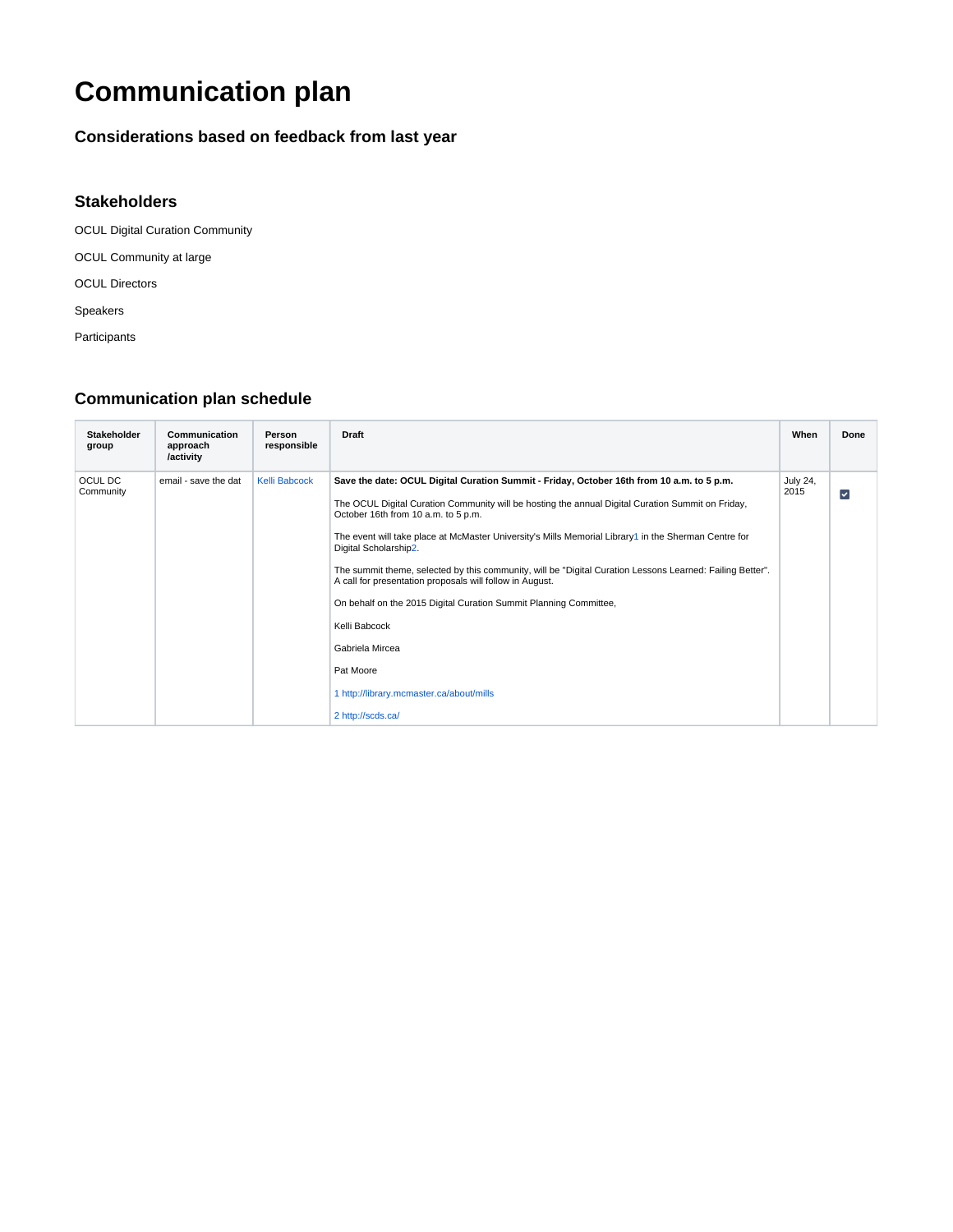# Communication plan

### Considerations based on feedback from last year

### Stakeholders

OCUL Digital Curation Community

OCUL Community at large

OCUL Directors

Speakers

Participants

### Communication plan schedule

| Stakeholder group | Communication approach /activity | Person responsible | Draft | When | Done |
|---|---|---|---|---|---|
| OCUL DC Community | email - save the dat | Kelli Babcock | **Save the date: OCUL Digital Curation Summit - Friday, October 16th from 10 a.m. to 5 p.m.**<br><br>The OCUL Digital Curation Community will be hosting the annual Digital Curation Summit on Friday, October 16th from 10 a.m. to 5 p.m.<br><br>The event will take place at McMaster University's Mills Memorial Library1 in the Sherman Centre for Digital Scholarship2.<br><br>The summit theme, selected by this community, will be "Digital Curation Lessons Learned: Failing Better". A call for presentation proposals will follow in August.<br><br>On behalf on the 2015 Digital Curation Summit Planning Committee,<br><br>Kelli Babcock<br><br>Gabriela Mircea<br><br>Pat Moore<br><br>1 http://library.mcmaster.ca/about/mills<br><br>2 http://scds.ca/ | July 24, 2015 | ☑ |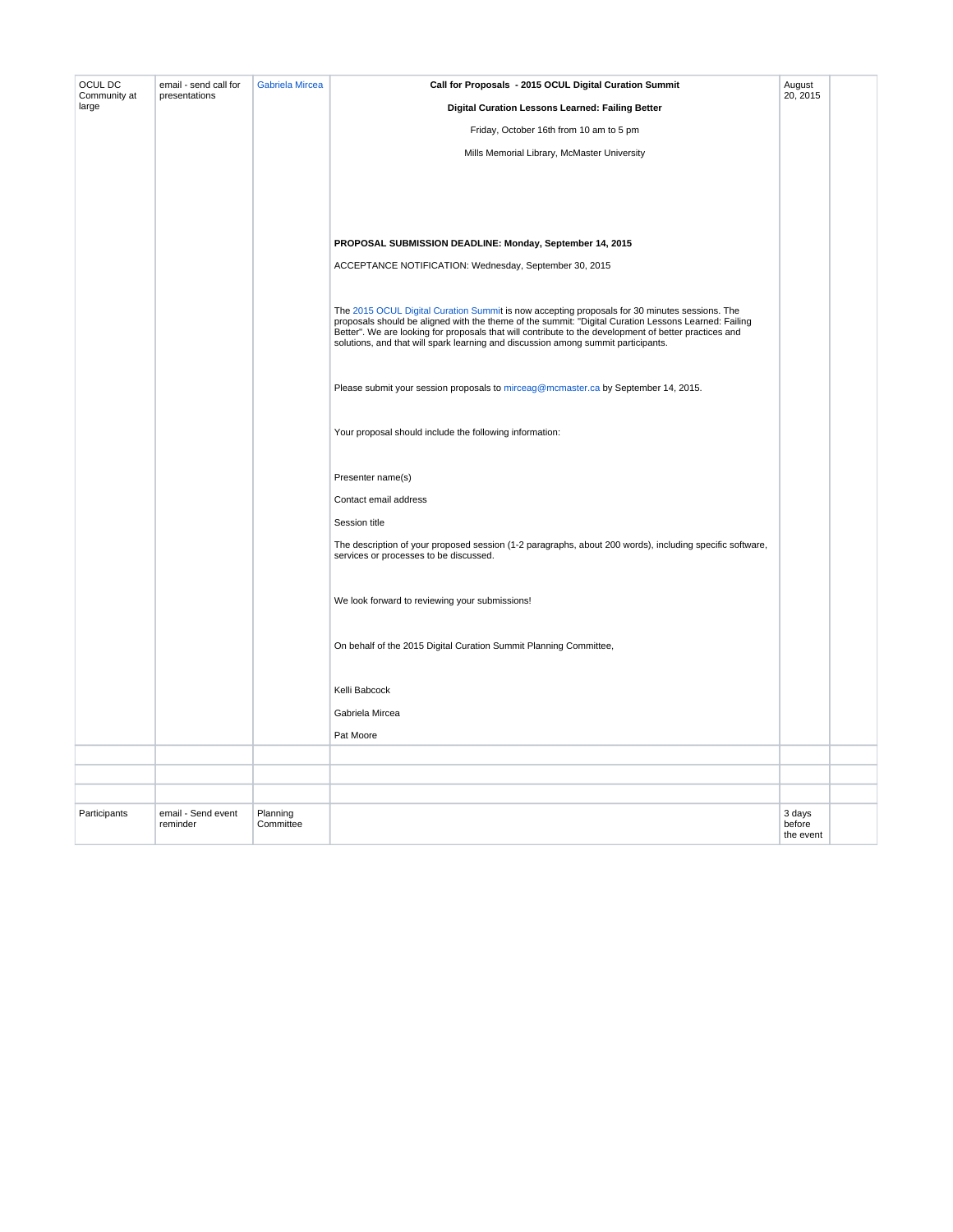| | | | | | |
|---|---|---|---|---|---|
| OCUL DC Community at large | email - send call for presentations | Gabriela Mircea | **Call for Proposals - 2015 OCUL Digital Curation Summit**<br><br>**Digital Curation Lessons Learned: Failing Better**<br><br>Friday, October 16th from 10 am to 5 pm<br><br>Mills Memorial Library, McMaster University<br><br>**PROPOSAL SUBMISSION DEADLINE: Monday, September 14, 2015**<br><br>ACCEPTANCE NOTIFICATION: Wednesday, September 30, 2015<br><br>The 2015 OCUL Digital Curation Summit is now accepting proposals for 30 minutes sessions. The proposals should be aligned with the theme of the summit: "Digital Curation Lessons Learned: Failing Better". We are looking for proposals that will contribute to the development of better practices and solutions, and that will spark learning and discussion among summit participants.<br><br>Please submit your session proposals to mirceag@mcmaster.ca by September 14, 2015.<br><br>Your proposal should include the following information:<br><br>Presenter name(s)<br><br>Contact email address<br><br>Session title<br><br>The description of your proposed session (1-2 paragraphs, about 200 words), including specific software, services or processes to be discussed.<br><br>We look forward to reviewing your submissions!<br><br>On behalf of the 2015 Digital Curation Summit Planning Committee,<br><br>Kelli Babcock<br><br>Gabriela Mircea<br><br>Pat Moore | August 20, 2015 | |
| | | | | | |
| | | | | | |
| | | | | | |
| Participants | email - Send event reminder | Planning Committee | | 3 days before the event | |